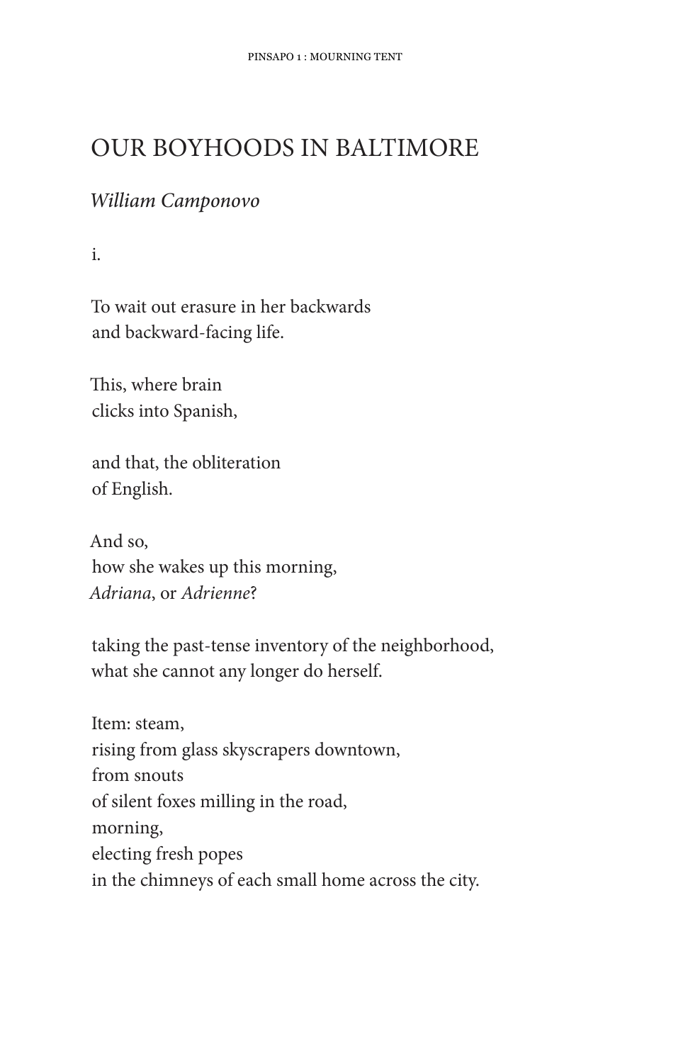# OUR BOYHOODS IN BALTIMORE

*William Camponovo*

i.

To wait out erasure in her backwards  
and backward-facing life.

This, where brain  
clicks into Spanish,

and that, the obliteration  
of English.

And so,  
how she wakes up this morning,  
*Adriana*, or *Adrienne*?

taking the past-tense inventory of the neighborhood,  
what she cannot any longer do herself.

Item: steam,  
rising from glass skyscrapers downtown,  
from snouts  
of silent foxes milling in the road,  
morning,  
electing fresh popes  
in the chimneys of each small home across the city.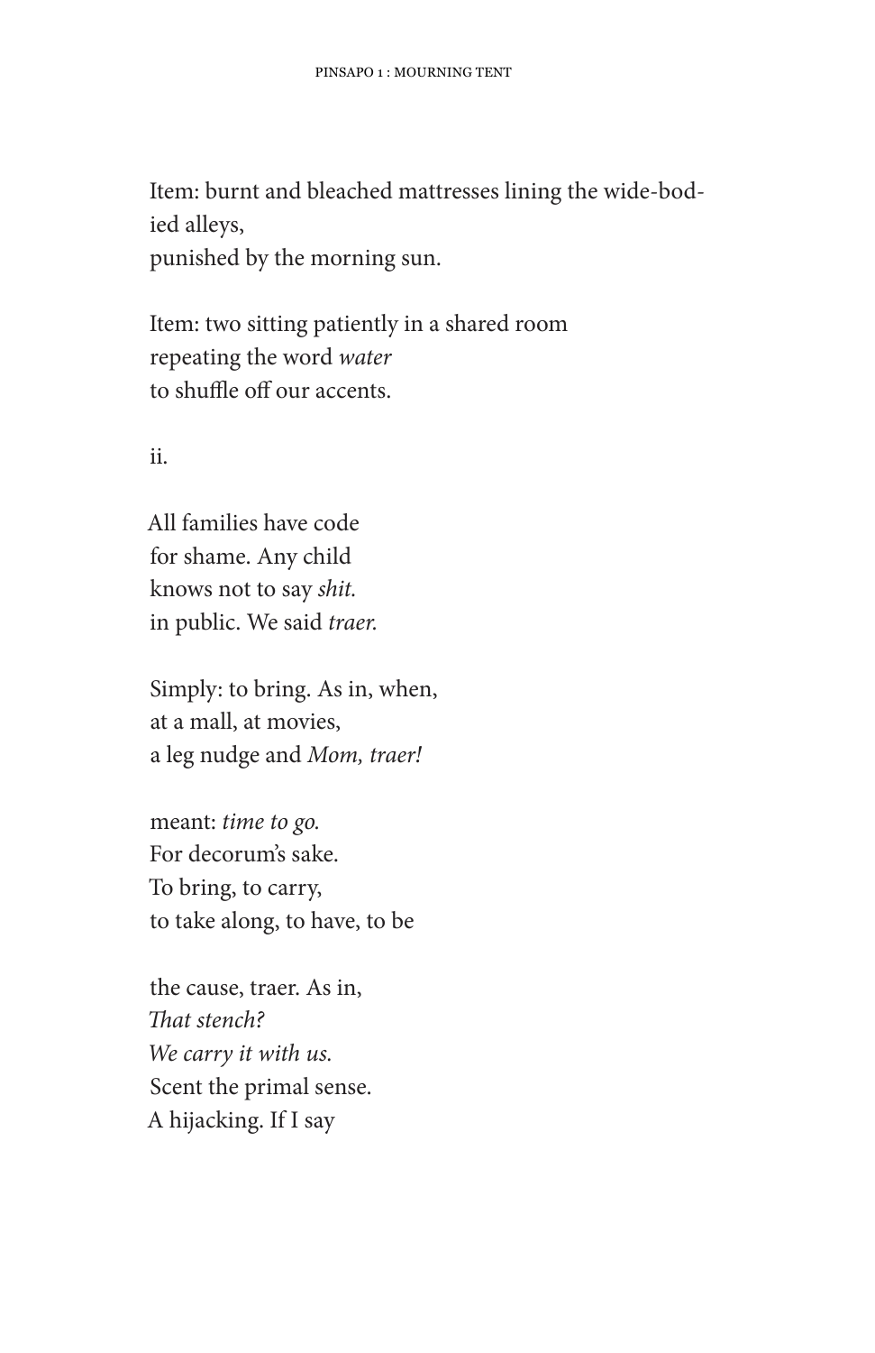Item: burnt and bleached mattresses lining the wide-bodied alleys,
punished by the morning sun.

Item: two sitting patiently in a shared room
repeating the word *water*
to shuffle off our accents.

ii.

All families have code
for shame. Any child
knows not to say *shit.*
in public. We said *traer.*

Simply: to bring. As in, when,
at a mall, at movies,
a leg nudge and *Mom, traer!*

meant: *time to go.*
For decorum's sake.
To bring, to carry,
to take along, to have, to be

the cause, traer. As in,
*That stench?*
*We carry it with us.*
Scent the primal sense.
A hijacking. If I say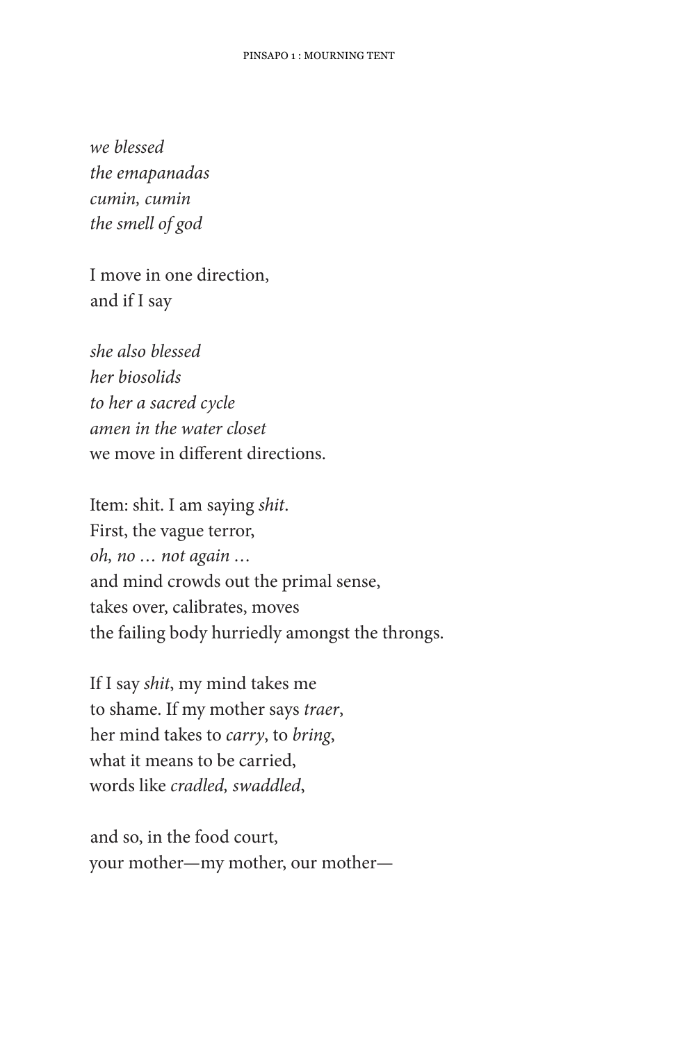*we blessed*  
*the emapanadas*  
*cumin, cumin*  
*the smell of god*

I move in one direction,  
and if I say

*she also blessed*  
*her biosolids*  
*to her a sacred cycle*  
*amen in the water closet*  
we move in different directions.

Item: shit. I am saying *shit*.  
First, the vague terror,  
*oh, no … not again …*  
and mind crowds out the primal sense,  
takes over, calibrates, moves  
the failing body hurriedly amongst the throngs.

If I say *shit*, my mind takes me  
to shame. If my mother says *traer*,  
her mind takes to *carry*, to *bring*,  
what it means to be carried,  
words like *cradled, swaddled*,

and so, in the food court,  
your mother—my mother, our mother—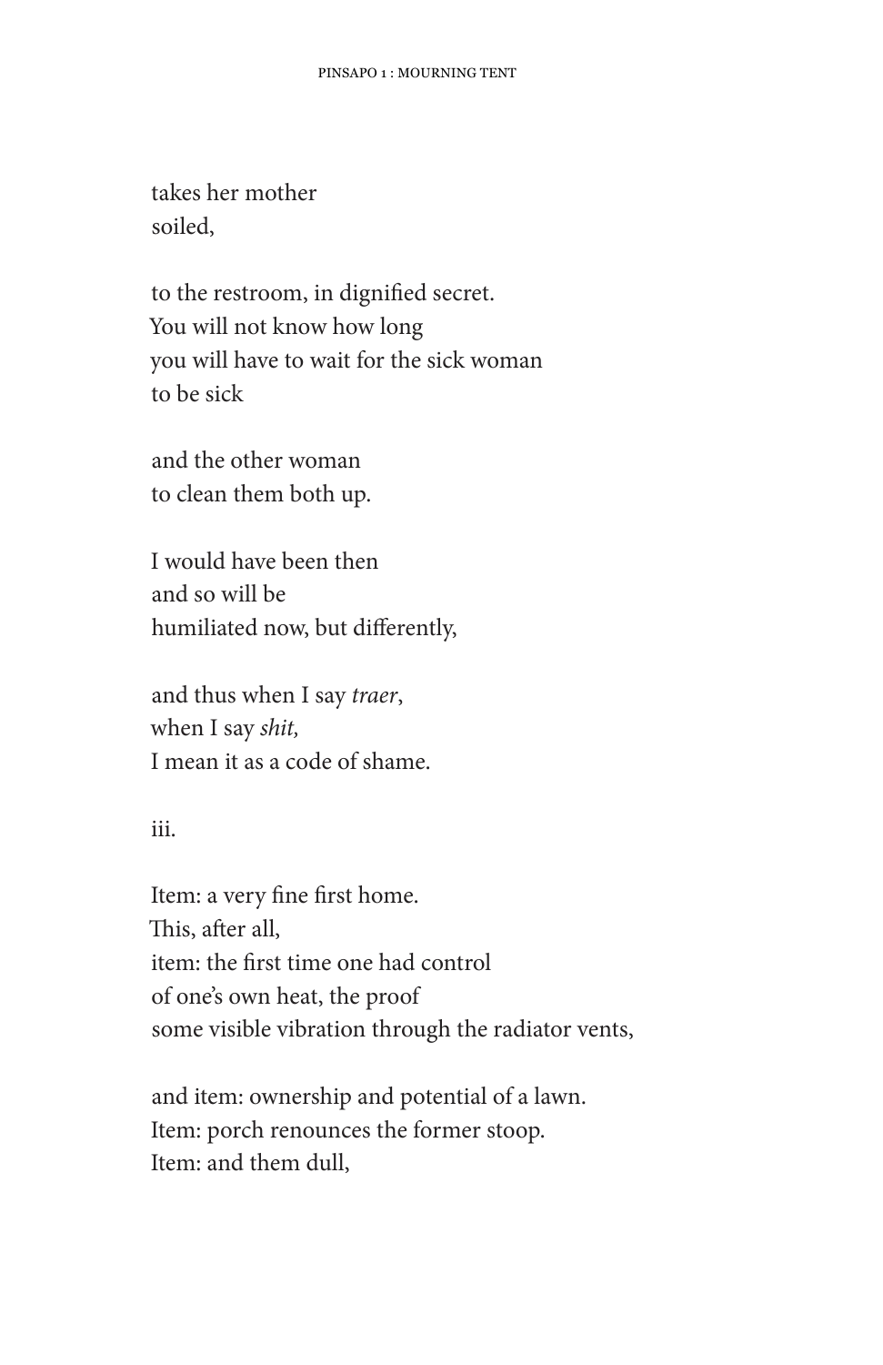takes her mother  
soiled,

to the restroom, in dignified secret.  
You will not know how long  
you will have to wait for the sick woman  
to be sick

and the other woman  
to clean them both up.

I would have been then  
and so will be  
humiliated now, but differently,

and thus when I say *traer*,  
when I say *shit,*  
I mean it as a code of shame.

iii.

Item: a very fine first home.  
This, after all,  
item: the first time one had control  
of one's own heat, the proof  
some visible vibration through the radiator vents,

and item: ownership and potential of a lawn.  
Item: porch renounces the former stoop.  
Item: and them dull,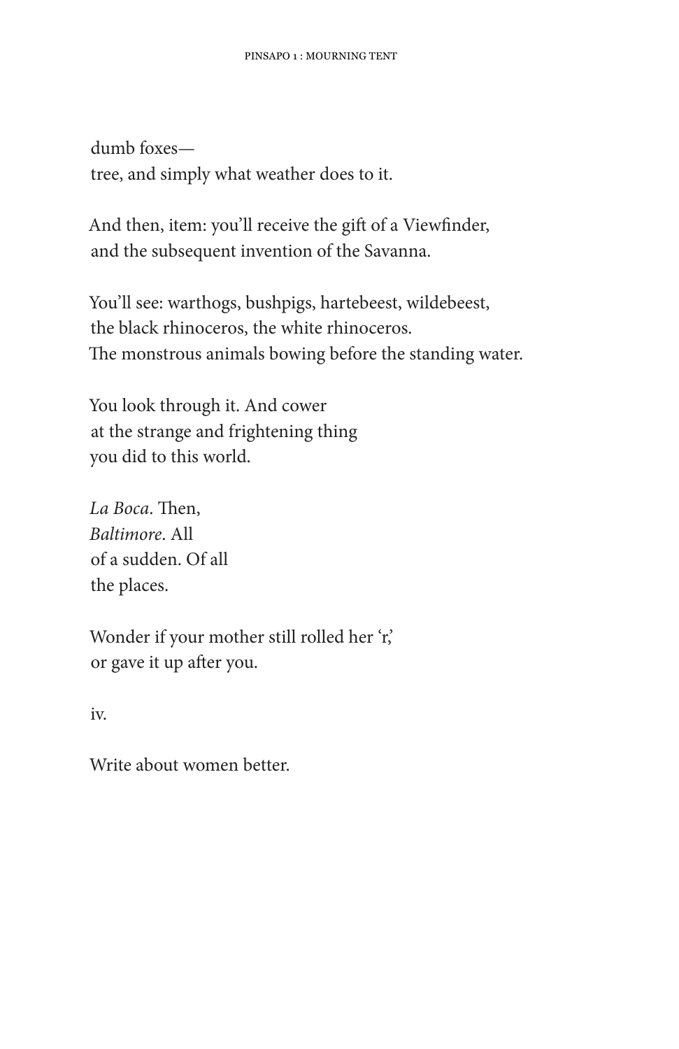dumb foxes—  
tree, and simply what weather does to it.

And then, item: you'll receive the gift of a Viewfinder,  
and the subsequent invention of the Savanna.

You'll see: warthogs, bushpigs, hartebeest, wildebeest,  
the black rhinoceros, the white rhinoceros.  
The monstrous animals bowing before the standing water.

You look through it. And cower  
at the strange and frightening thing  
you did to this world.

*La Boca*. Then,  
*Baltimore*. All  
of a sudden. Of all  
the places.

Wonder if your mother still rolled her 'r,'  
or gave it up after you.

iv.

Write about women better.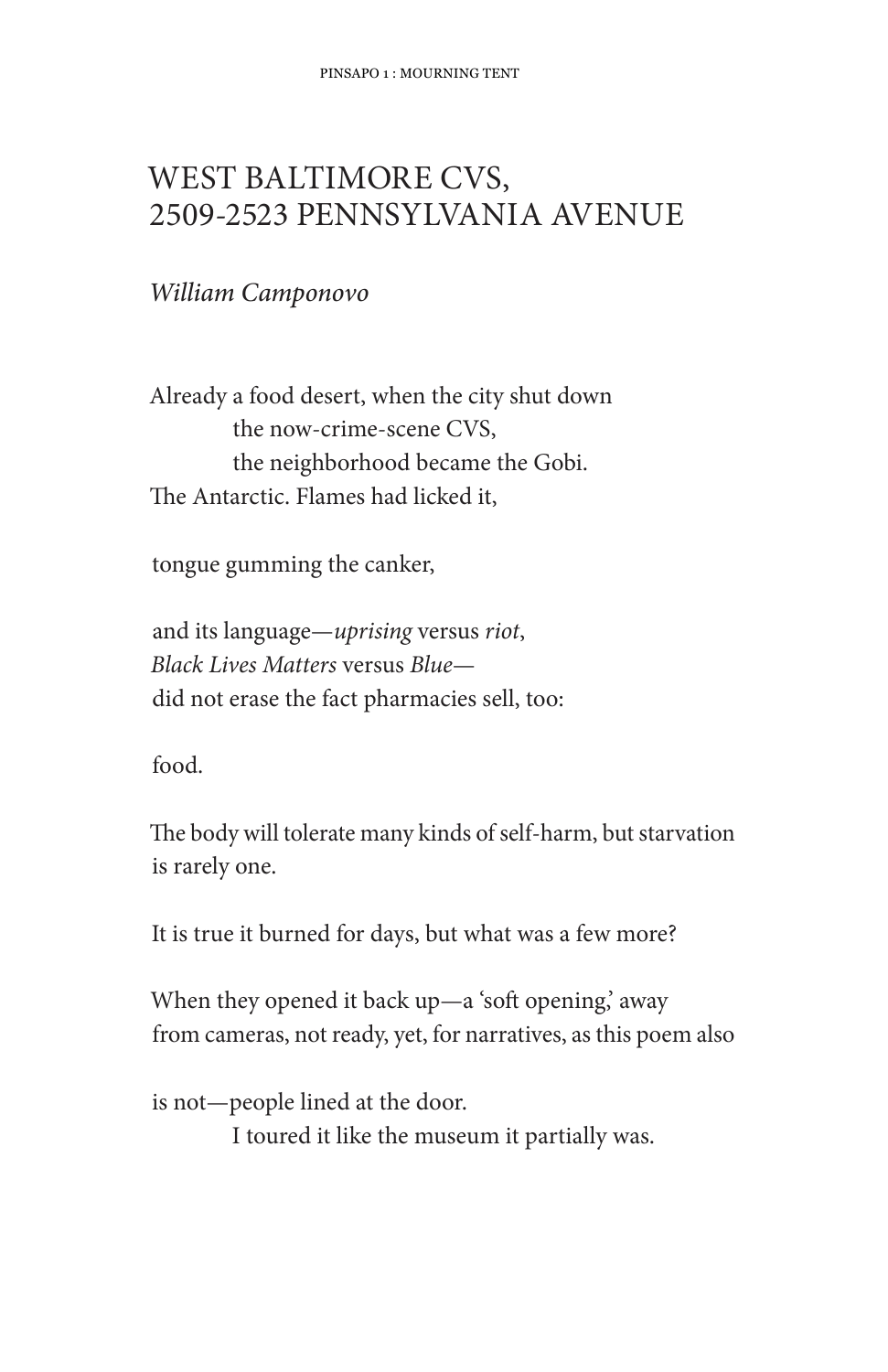# WEST BALTIMORE CVS, 2509-2523 PENNSYLVANIA AVENUE

*William Camponovo*

Already a food desert, when the city shut down
            the now-crime-scene CVS,
            the neighborhood became the Gobi.
The Antarctic. Flames had licked it,

tongue gumming the canker,

and its language—*uprising* versus *riot*,
*Black Lives Matters* versus *Blue*—
did not erase the fact pharmacies sell, too:

food.

The body will tolerate many kinds of self-harm, but starvation
is rarely one.

It is true it burned for days, but what was a few more?

When they opened it back up—a 'soft opening,' away
from cameras, not ready, yet, for narratives, as this poem also

is not—people lined at the door.
            I toured it like the museum it partially was.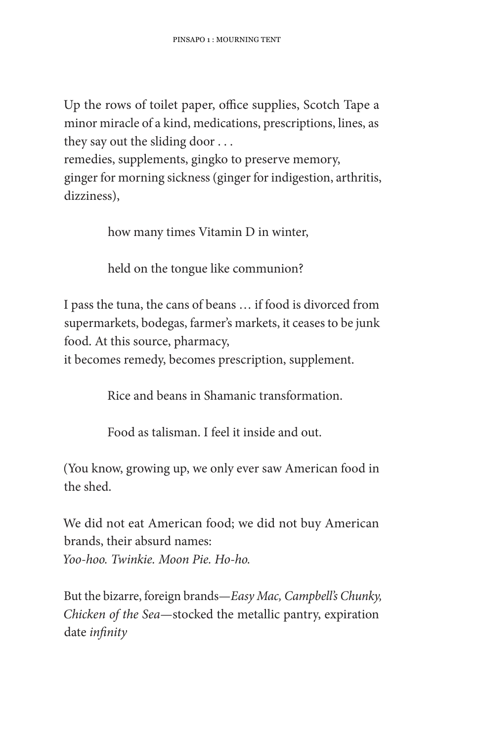Up the rows of toilet paper, office supplies, Scotch Tape a minor miracle of a kind, medications, prescriptions, lines, as they say out the sliding door . . .
remedies, supplements, gingko to preserve memory,
ginger for morning sickness (ginger for indigestion, arthritis, dizziness),

> how many times Vitamin D in winter,
>
> held on the tongue like communion?

I pass the tuna, the cans of beans … if food is divorced from supermarkets, bodegas, farmer's markets, it ceases to be junk food. At this source, pharmacy,
it becomes remedy, becomes prescription, supplement.

> Rice and beans in Shamanic transformation.
>
> Food as talisman. I feel it inside and out.

(You know, growing up, we only ever saw American food in the shed.

We did not eat American food; we did not buy American brands, their absurd names:
*Yoo-hoo. Twinkie. Moon Pie. Ho-ho.*

But the bizarre, foreign brands—*Easy Mac, Campbell's Chunky, Chicken of the Sea*—stocked the metallic pantry, expiration date *infinity*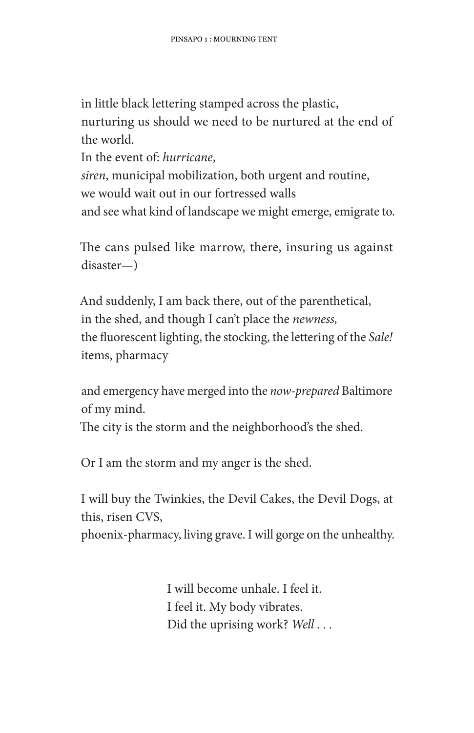in little black lettering stamped across the plastic,
nurturing us should we need to be nurtured at the end of the world.
In the event of: *hurricane*,
*siren*, municipal mobilization, both urgent and routine,
we would wait out in our fortressed walls
and see what kind of landscape we might emerge, emigrate to.

The cans pulsed like marrow, there, insuring us against disaster—)

And suddenly, I am back there, out of the parenthetical,
in the shed, and though I can't place the *newness,*
the fluorescent lighting, the stocking, the lettering of the *Sale!* items, pharmacy

and emergency have merged into the *now-prepared* Baltimore of my mind.
The city is the storm and the neighborhood's the shed.

Or I am the storm and my anger is the shed.

I will buy the Twinkies, the Devil Cakes, the Devil Dogs, at this, risen CVS,
phoenix-pharmacy, living grave. I will gorge on the unhealthy.

I will become unhale. I feel it.
I feel it. My body vibrates.
Did the uprising work? *Well . . .*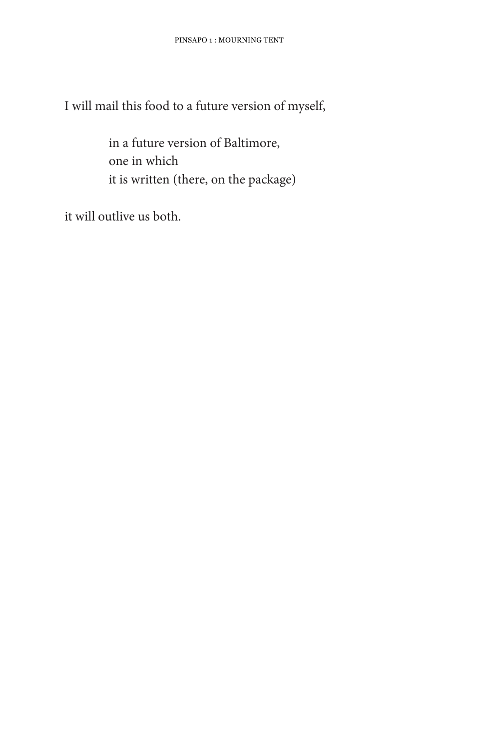I will mail this food to a future version of myself,

&nbsp;&nbsp;&nbsp;&nbsp;&nbsp;&nbsp;&nbsp;&nbsp;in a future version of Baltimore,  
&nbsp;&nbsp;&nbsp;&nbsp;&nbsp;&nbsp;&nbsp;&nbsp;one in which  
&nbsp;&nbsp;&nbsp;&nbsp;&nbsp;&nbsp;&nbsp;&nbsp;it is written (there, on the package)

it will outlive us both.